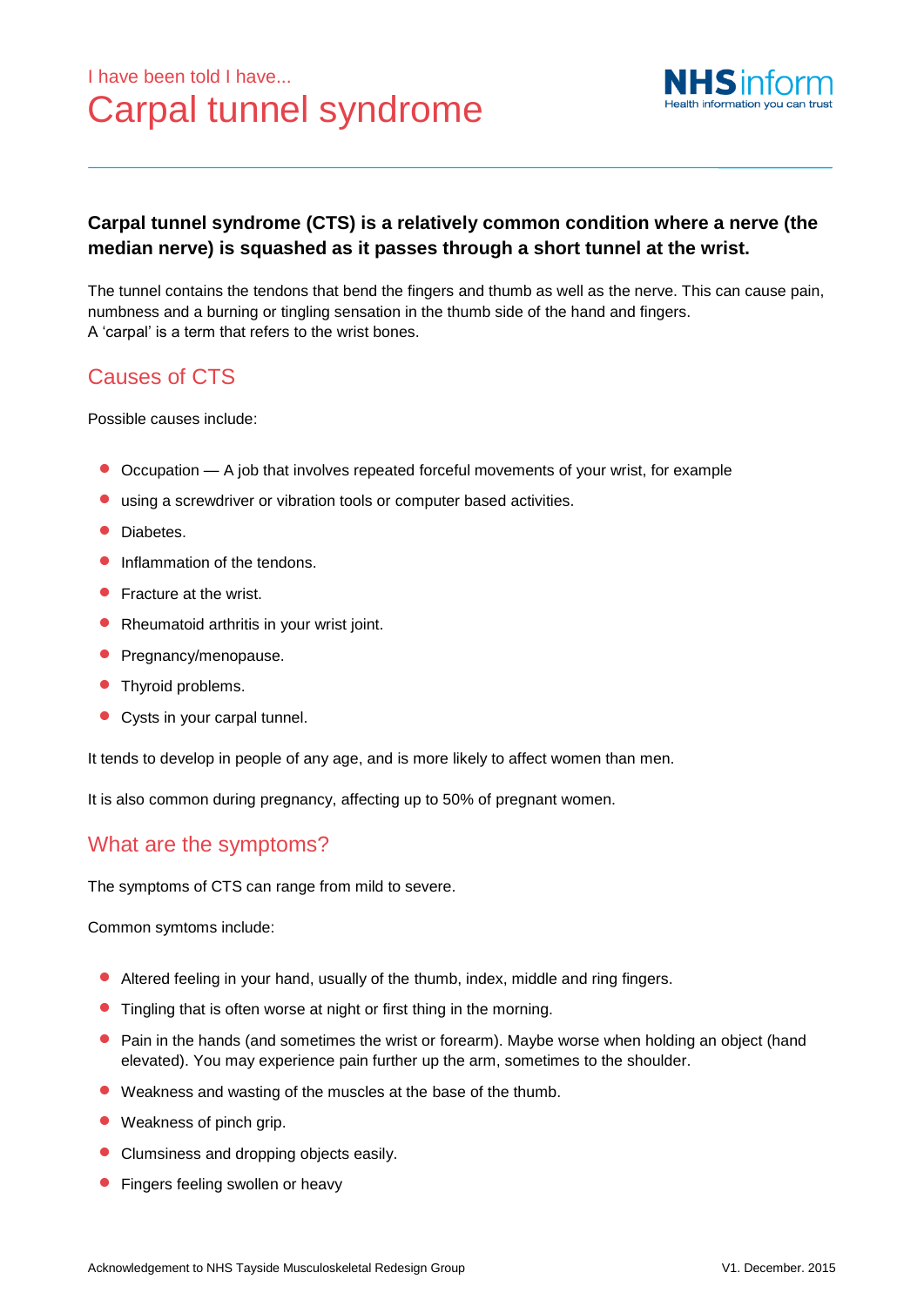I have been told I have...

# Carpal tunnel syndrome

**Carpal tunnel syndrome (CTS) is a relatively common condition where a nerve (the median nerve) is squashed as it passes through a short tunnel at the wrist.**

The tunnel contains the tendons that bend the fingers and thumb as well as the nerve. This can cause pain, numbness and a burning or tingling sensation in the thumb side of the hand and fingers.
A 'carpal' is a term that refers to the wrist bones.

## Causes of CTS

Possible causes include:

- Occupation — A job that involves repeated forceful movements of your wrist, for example
- using a screwdriver or vibration tools or computer based activities.
- Diabetes.
- Inflammation of the tendons.
- Fracture at the wrist.
- Rheumatoid arthritis in your wrist joint.
- Pregnancy/menopause.
- Thyroid problems.
- Cysts in your carpal tunnel.

It tends to develop in people of any age, and is more likely to affect women than men.

It is also common during pregnancy, affecting up to 50% of pregnant women.

## What are the symptoms?

The symptoms of CTS can range from mild to severe.

Common symtoms include:

- Altered feeling in your hand, usually of the thumb, index, middle and ring fingers.
- Tingling that is often worse at night or first thing in the morning.
- Pain in the hands (and sometimes the wrist or forearm). Maybe worse when holding an object (hand elevated). You may experience pain further up the arm, sometimes to the shoulder.
- Weakness and wasting of the muscles at the base of the thumb.
- Weakness of pinch grip.
- Clumsiness and dropping objects easily.
- Fingers feeling swollen or heavy

Acknowledgement to NHS Tayside Musculoskeletal Redesign Group V1. December. 2015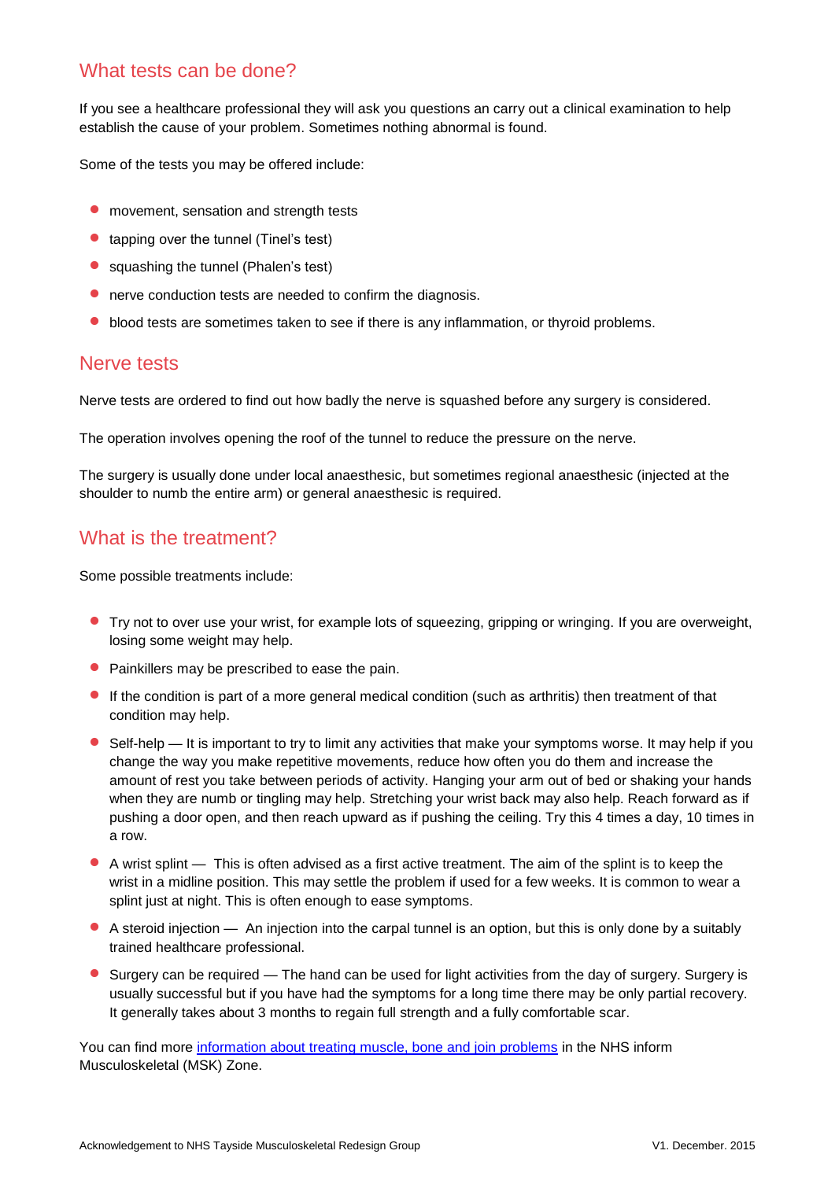## What tests can be done?

If you see a healthcare professional they will ask you questions an carry out a clinical examination to help establish the cause of your problem. Sometimes nothing abnormal is found.

Some of the tests you may be offered include:

- movement, sensation and strength tests
- tapping over the tunnel (Tinel's test)
- squashing the tunnel (Phalen's test)
- nerve conduction tests are needed to confirm the diagnosis.
- blood tests are sometimes taken to see if there is any inflammation, or thyroid problems.

## Nerve tests

Nerve tests are ordered to find out how badly the nerve is squashed before any surgery is considered.

The operation involves opening the roof of the tunnel to reduce the pressure on the nerve.

The surgery is usually done under local anaesthesic, but sometimes regional anaesthesic (injected at the shoulder to numb the entire arm) or general anaesthesic is required.

## What is the treatment?

Some possible treatments include:

- Try not to over use your wrist, for example lots of squeezing, gripping or wringing. If you are overweight, losing some weight may help.
- Painkillers may be prescribed to ease the pain.
- If the condition is part of a more general medical condition (such as arthritis) then treatment of that condition may help.
- Self-help — It is important to try to limit any activities that make your symptoms worse. It may help if you change the way you make repetitive movements, reduce how often you do them and increase the amount of rest you take between periods of activity. Hanging your arm out of bed or shaking your hands when they are numb or tingling may help. Stretching your wrist back may also help. Reach forward as if pushing a door open, and then reach upward as if pushing the ceiling. Try this 4 times a day, 10 times in a row.
- A wrist splint — This is often advised as a first active treatment. The aim of the splint is to keep the wrist in a midline position. This may settle the problem if used for a few weeks. It is common to wear a splint just at night. This is often enough to ease symptoms.
- A steroid injection — An injection into the carpal tunnel is an option, but this is only done by a suitably trained healthcare professional.
- Surgery can be required — The hand can be used for light activities from the day of surgery. Surgery is usually successful but if you have had the symptoms for a long time there may be only partial recovery. It generally takes about 3 months to regain full strength and a fully comfortable scar.

You can find more [information about treating muscle, bone and join problems]() in the NHS inform Musculoskeletal (MSK) Zone.

Acknowledgement to NHS Tayside Musculoskeletal Redesign Group V1. December. 2015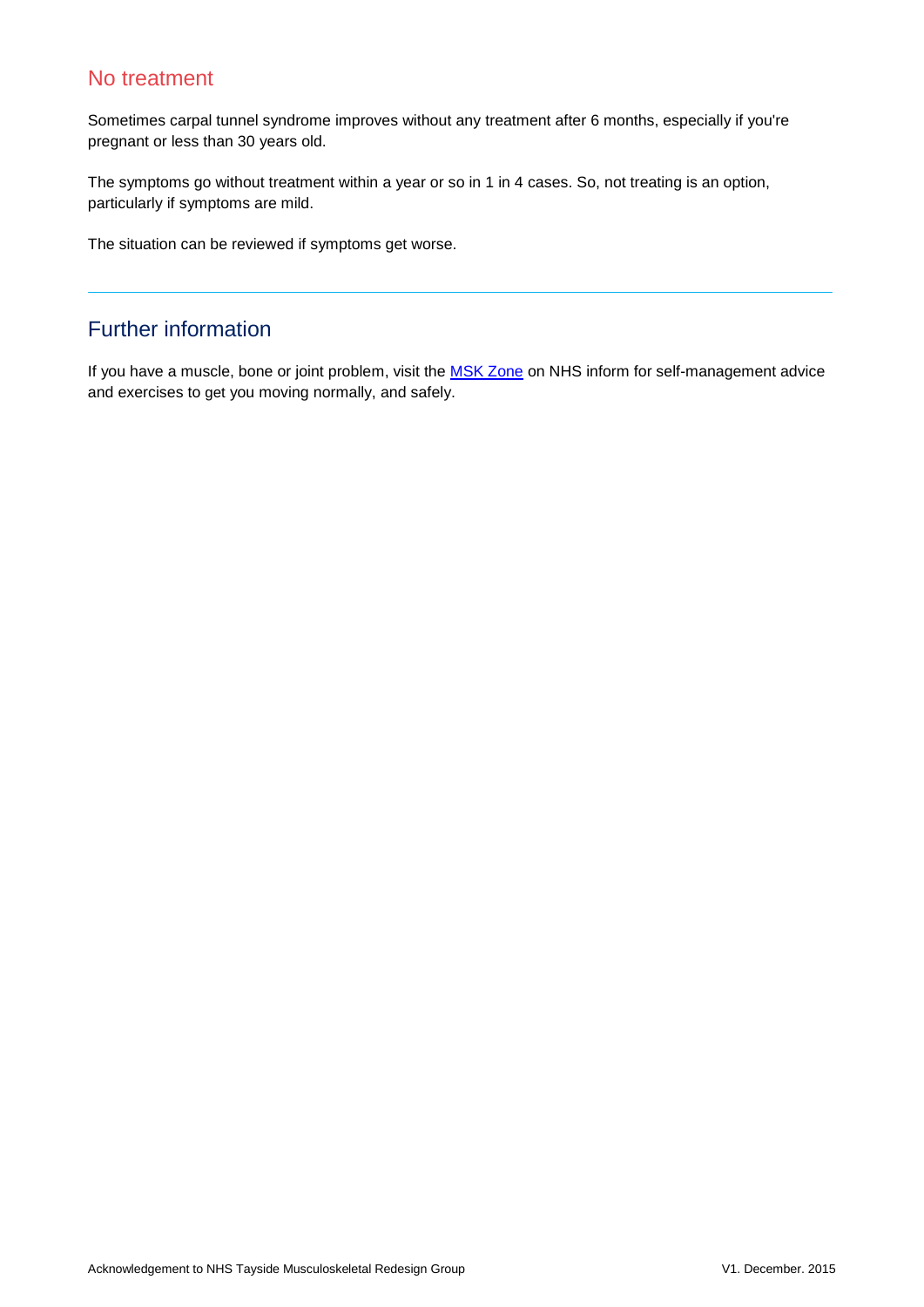## No treatment

Sometimes carpal tunnel syndrome improves without any treatment after 6 months, especially if you're pregnant or less than 30 years old.

The symptoms go without treatment within a year or so in 1 in 4 cases. So, not treating is an option, particularly if symptoms are mild.

The situation can be reviewed if symptoms get worse.

---

## Further information

If you have a muscle, bone or joint problem, visit the [MSK Zone] on NHS inform for self-management advice and exercises to get you moving normally, and safely.

Acknowledgement to NHS Tayside Musculoskeletal Redesign Group

V1. December. 2015